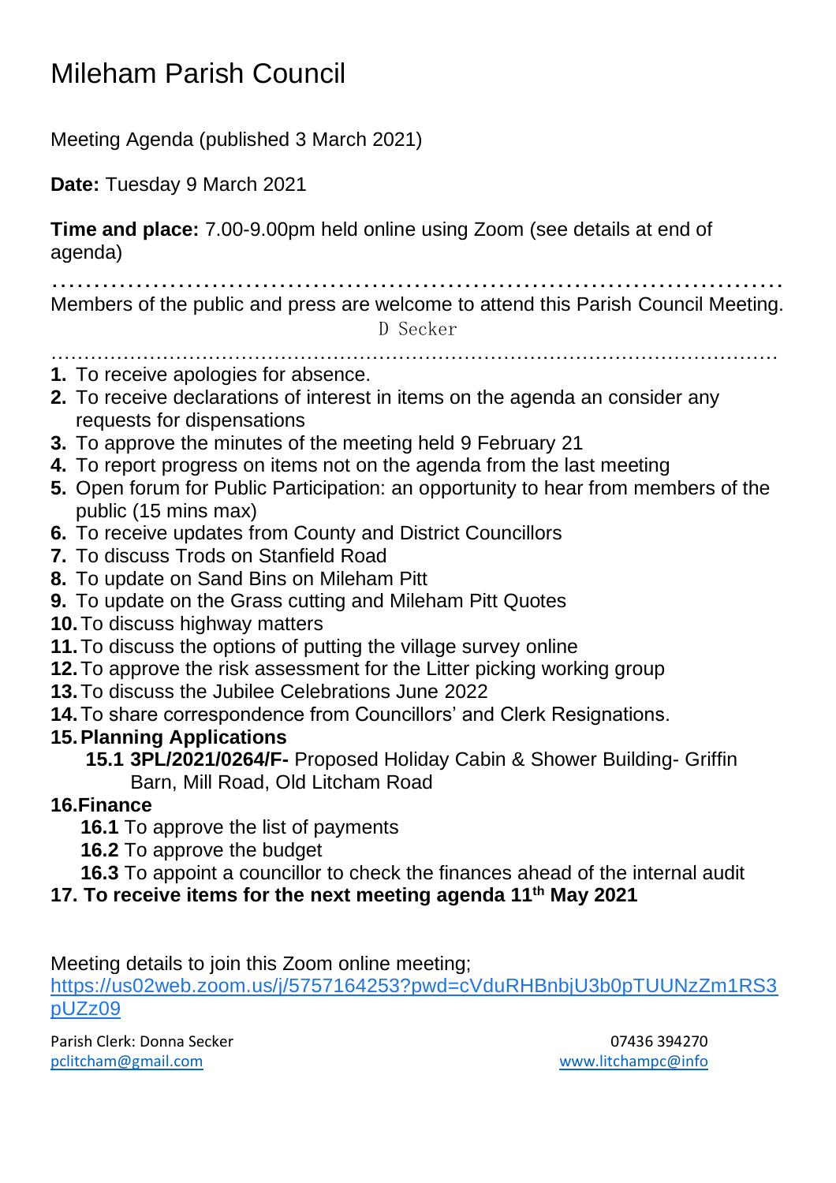# Mileham Parish Council

Meeting Agenda (published 3 March 2021)

**Date:** Tuesday 9 March 2021

**Time and place:** 7.00-9.00pm held online using Zoom (see details at end of agenda)

…………………………………………………………………………………

Members of the public and press are welcome to attend this Parish Council Meeting.

D Secker

…………………………………………………………………………………

1. To receive apologies for absence.
2. To receive declarations of interest in items on the agenda an consider any requests for dispensations
3. To approve the minutes of the meeting held 9 February 21
4. To report progress on items not on the agenda from the last meeting
5. Open forum for Public Participation: an opportunity to hear from members of the public (15 mins max)
6. To receive updates from County and District Councillors
7. To discuss Trods on Stanfield Road
8. To update on Sand Bins on Mileham Pitt
9. To update on the Grass cutting and Mileham Pitt Quotes
10. To discuss highway matters
11. To discuss the options of putting the village survey online
12. To approve the risk assessment for the Litter picking working group
13. To discuss the Jubilee Celebrations June 2022
14. To share correspondence from Councillors' and Clerk Resignations.
15. **Planning Applications**
    - **15.1 3PL/2021/0264/F-** Proposed Holiday Cabin & Shower Building- Griffin Barn, Mill Road, Old Litcham Road
16. **Finance**
    - **16.1** To approve the list of payments
    - **16.2** To approve the budget
    - **16.3** To appoint a councillor to check the finances ahead of the internal audit
17. **To receive items for the next meeting agenda 11th May 2021**

Meeting details to join this Zoom online meeting;
https://us02web.zoom.us/j/5757164253?pwd=cVduRHBnbjU3b0pTUUNzZm1RS3pUZz09

Parish Clerk: Donna Secker
pclitcham@gmail.com

07436 394270
www.litchampc@info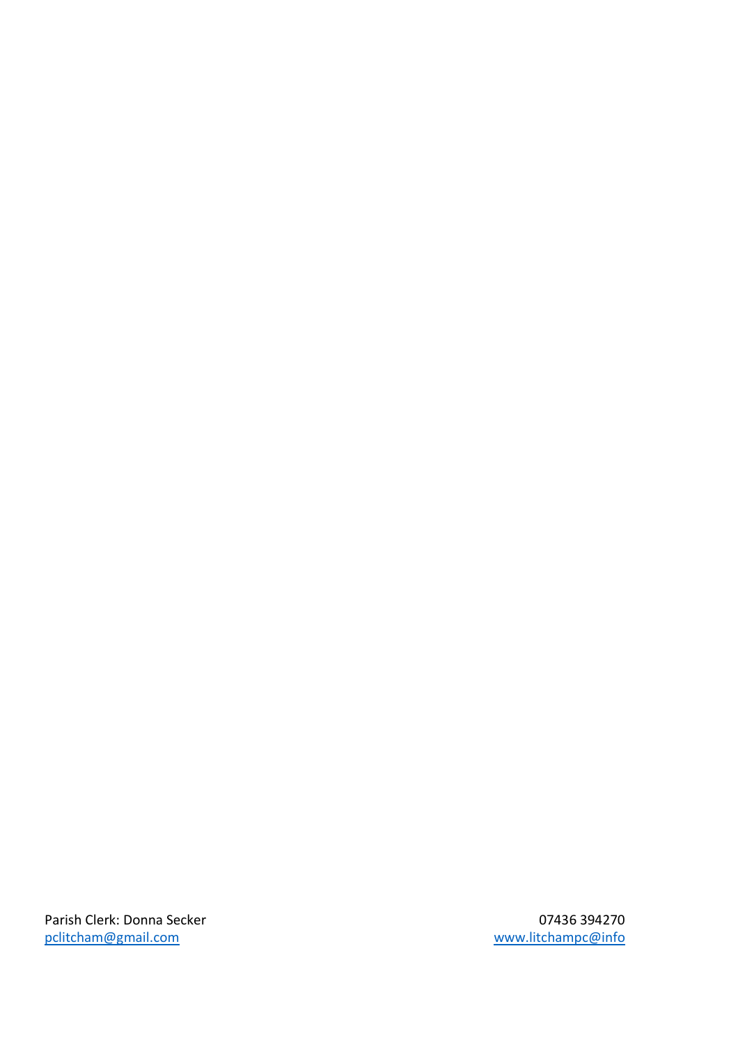Parish Clerk: Donna Secker
pclitcham@gmail.com

07436 394270
www.litchampc@info